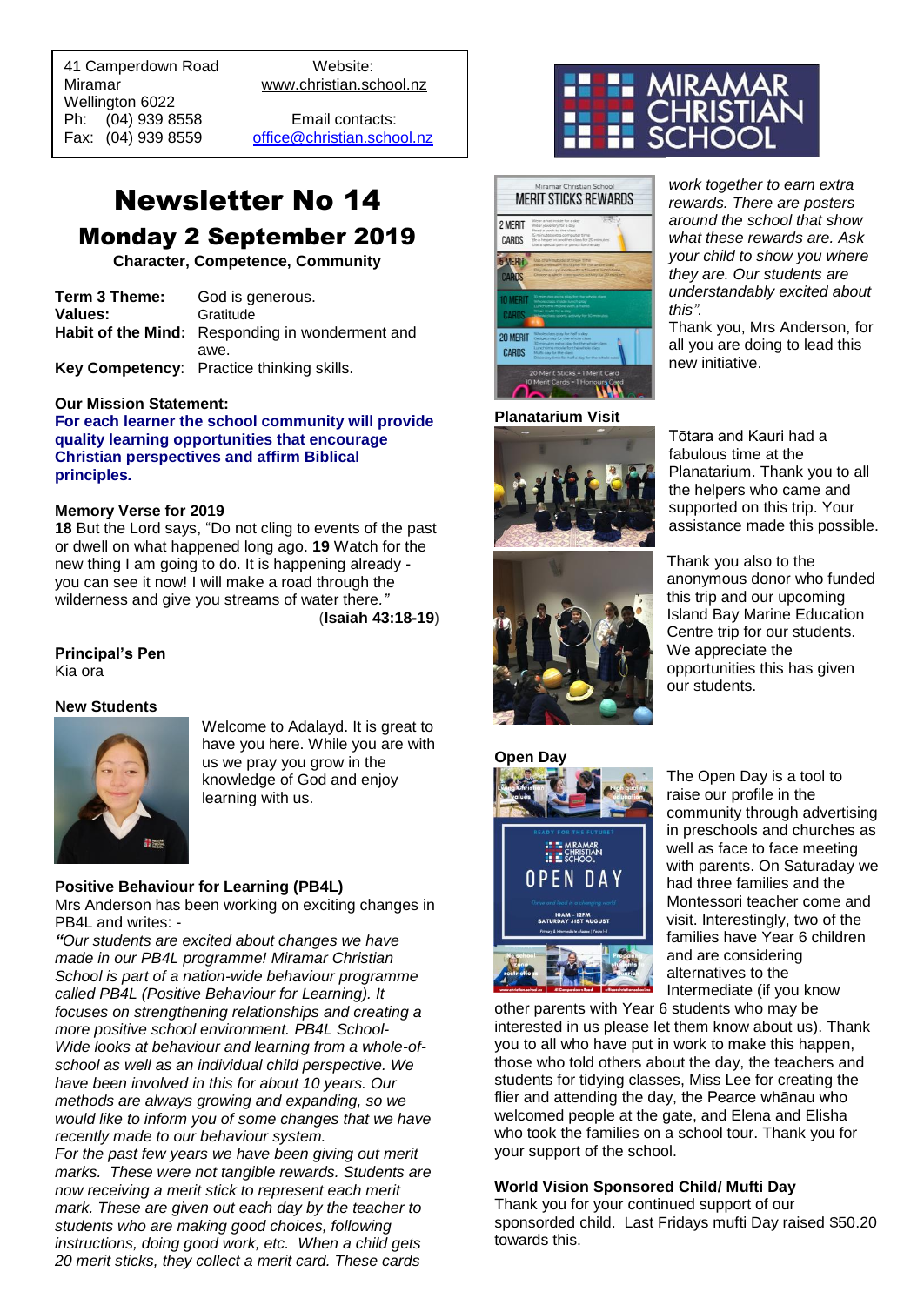41 Camperdown Road
Miramar
Wellington 6022
Ph: (04) 939 8558
Fax: (04) 939 8559

Website:
www.christian.school.nz

Email contacts:
office@christian.school.nz

# Newsletter No 14

## Monday 2 September 2019

**Character, Competence, Community**

| | |
|---|---|
| **Term 3 Theme:** | God is generous. |
| **Values:** | Gratitude |
| **Habit of the Mind:** | Responding in wonderment and awe. |
| **Key Competency**: | Practice thinking skills. |

**Our Mission Statement:**

**For each learner the school community will provide quality learning opportunities that encourage Christian perspectives and affirm Biblical principles.**

**Memory Verse for 2019**

**18** But the Lord says, "Do not cling to events of the past or dwell on what happened long ago. **19** Watch for the new thing I am going to do. It is happening already - you can see it now! I will make a road through the wilderness and give you streams of water there.*"*

(**Isaiah 43:18-19**)

### Principal's Pen

Kia ora

### New Students

Welcome to Adalayd. It is great to have you here. While you are with us we pray you grow in the knowledge of God and enjoy learning with us.

### Positive Behaviour for Learning (PB4L)

Mrs Anderson has been working on exciting changes in PB4L and writes: -

*"Our students are excited about changes we have made in our PB4L programme! Miramar Christian School is part of a nation-wide behaviour programme called PB4L (Positive Behaviour for Learning). It focuses on strengthening relationships and creating a more positive school environment. PB4L School-Wide looks at behaviour and learning from a whole-of-school as well as an individual child perspective. We have been involved in this for about 10 years. Our methods are always growing and expanding, so we would like to inform you of some changes that we have recently made to our behaviour system.*

*For the past few years we have been giving out merit marks. These were not tangible rewards. Students are now receiving a merit stick to represent each merit mark. These are given out each day by the teacher to students who are making good choices, following instructions, doing good work, etc. When a child gets 20 merit sticks, they collect a merit card. These cards work together to earn extra rewards. There are posters around the school that show what these rewards are. Ask your child to show you where they are. Our students are understandably excited about this".*

Thank you, Mrs Anderson, for all you are doing to lead this new initiative.

### Planatarium Visit

Tōtara and Kauri had a fabulous time at the Planatarium. Thank you to all the helpers who came and supported on this trip. Your assistance made this possible.

Thank you also to the anonymous donor who funded this trip and our upcoming Island Bay Marine Education Centre trip for our students. We appreciate the opportunities this has given our students.

### Open Day

The Open Day is a tool to raise our profile in the community through advertising in preschools and churches as well as face to face meeting with parents. On Saturaday we had three families and the Montessori teacher come and visit. Interestingly, two of the families have Year 6 children and are considering alternatives to the Intermediate (if you know other parents with Year 6 students who may be interested in us please let them know about us). Thank you to all who have put in work to make this happen, those who told others about the day, the teachers and students for tidying classes, Miss Lee for creating the flier and attending the day, the Pearce whānau who welcomed people at the gate, and Elena and Elisha who took the families on a school tour. Thank you for your support of the school.

### World Vision Sponsored Child/ Mufti Day

Thank you for your continued support of our sponsored child. Last Fridays mufti Day raised $50.20 towards this.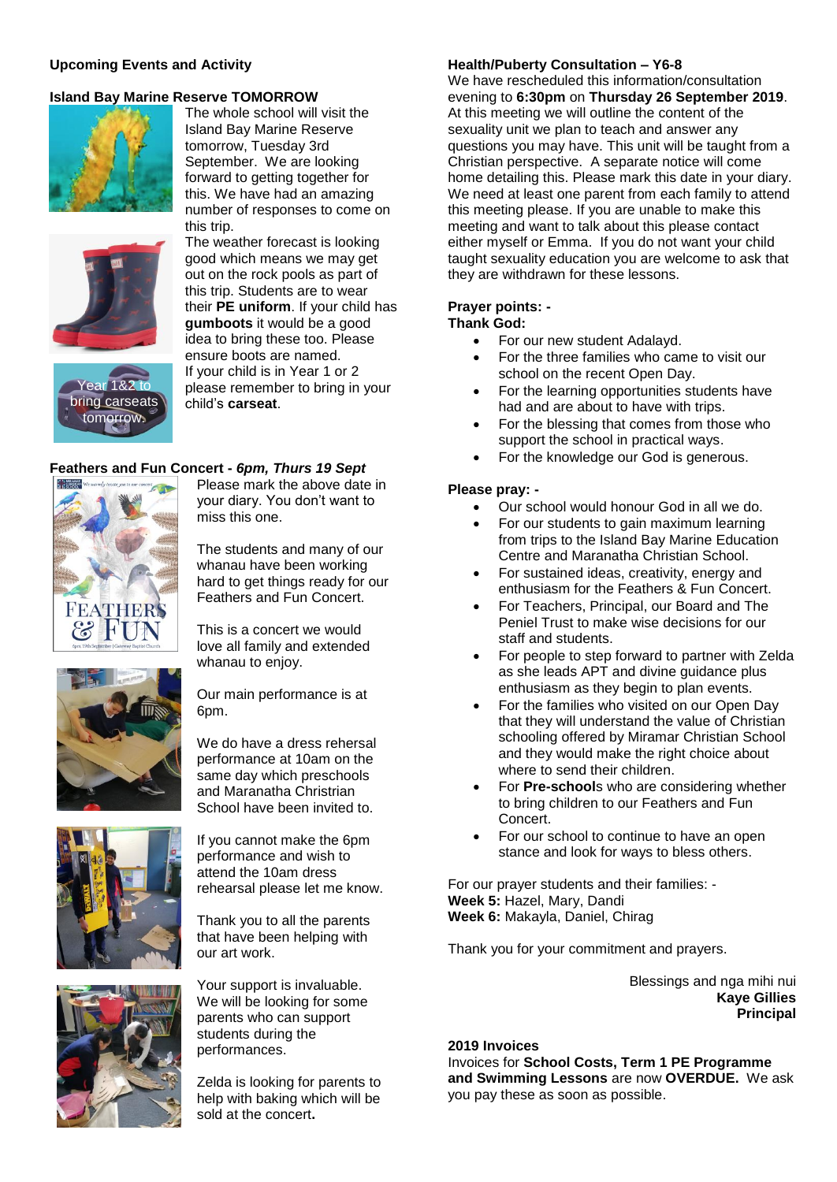## Upcoming Events and Activity

### Island Bay Marine Reserve TOMORROW

The whole school will visit the Island Bay Marine Reserve tomorrow, Tuesday 3rd September. We are looking forward to getting together for this. We have had an amazing number of responses to come on this trip.

The weather forecast is looking good which means we may get out on the rock pools as part of this trip. Students are to wear their **PE uniform**. If your child has **gumboots** it would be a good idea to bring these too. Please ensure boots are named.

If your child is in Year 1 or 2 please remember to bring in your child's **carseat**.

Year 1&2 to bring carseats tomorrow.

### Feathers and Fun Concert - *6pm, Thurs 19 Sept*

Please mark the above date in your diary. You don't want to miss this one.

The students and many of our whanau have been working hard to get things ready for our Feathers and Fun Concert.

This is a concert we would love all family and extended whanau to enjoy.

Our main performance is at 6pm.

We do have a dress rehersal performance at 10am on the same day which preschools and Maranatha Christrian School have been invited to.

If you cannot make the 6pm performance and wish to attend the 10am dress rehearsal please let me know.

Thank you to all the parents that have been helping with our art work.

Your support is invaluable. We will be looking for some parents who can support students during the performances.

Zelda is looking for parents to help with baking which will be sold at the concert**.**

### Health/Puberty Consultation – Y6-8

We have rescheduled this information/consultation evening to **6:30pm** on **Thursday 26 September 2019**. At this meeting we will outline the content of the sexuality unit we plan to teach and answer any questions you may have. This unit will be taught from a Christian perspective. A separate notice will come home detailing this. Please mark this date in your diary. We need at least one parent from each family to attend this meeting please. If you are unable to make this meeting and want to talk about this please contact either myself or Emma. If you do not want your child taught sexuality education you are welcome to ask that they are withdrawn for these lessons.

**Prayer points: -**

**Thank God:**

- For our new student Adalayd.
- For the three families who came to visit our school on the recent Open Day.
- For the learning opportunities students have had and are about to have with trips.
- For the blessing that comes from those who support the school in practical ways.
- For the knowledge our God is generous.

**Please pray: -**

- Our school would honour God in all we do.
- For our students to gain maximum learning from trips to the Island Bay Marine Education Centre and Maranatha Christian School.
- For sustained ideas, creativity, energy and enthusiasm for the Feathers & Fun Concert.
- For Teachers, Principal, our Board and The Peniel Trust to make wise decisions for our staff and students.
- For people to step forward to partner with Zelda as she leads APT and divine guidance plus enthusiasm as they begin to plan events.
- For the families who visited on our Open Day that they will understand the value of Christian schooling offered by Miramar Christian School and they would make the right choice about where to send their children.
- For **Pre-school**s who are considering whether to bring children to our Feathers and Fun Concert.
- For our school to continue to have an open stance and look for ways to bless others.

For our prayer students and their families: -
**Week 5:** Hazel, Mary, Dandi
**Week 6:** Makayla, Daniel, Chirag

Thank you for your commitment and prayers.

Blessings and nga mihi nui
**Kaye Gillies**
**Principal**

### 2019 Invoices

Invoices for **School Costs, Term 1 PE Programme and Swimming Lessons** are now **OVERDUE.** We ask you pay these as soon as possible.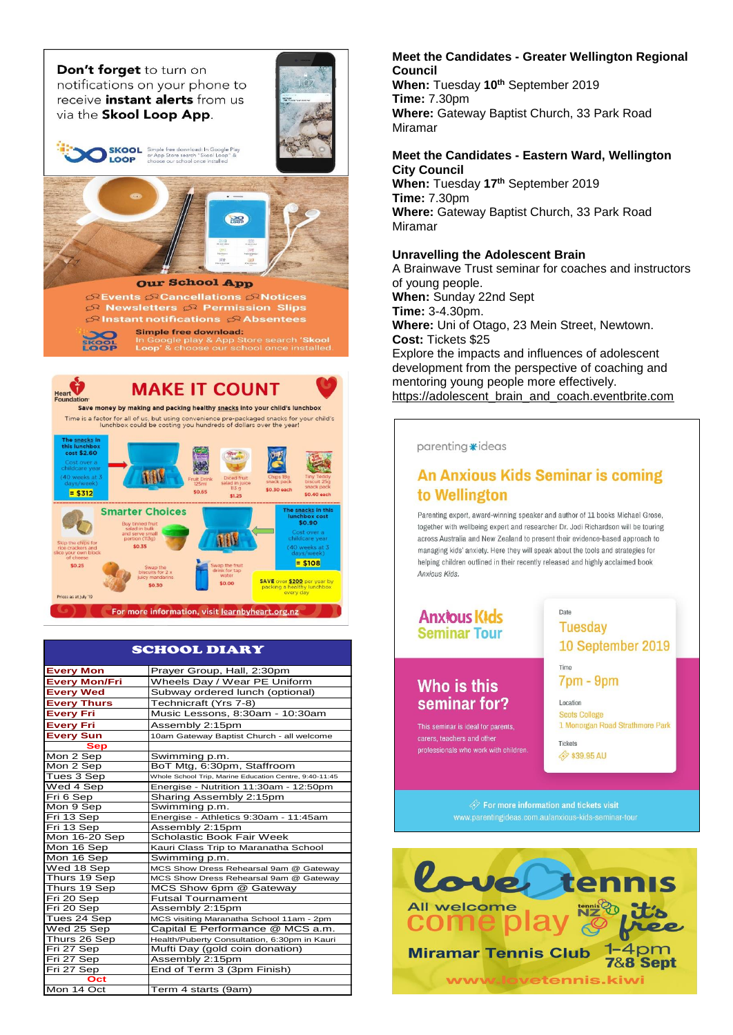**Don't forget** to turn on notifications on your phone to receive **instant alerts** from us via the **Skool Loop App**.

SKOOL LOOP — Simple free download: In Google Play or App Store search "Skool Loop" & choose our school once installed

**Our School App**

Events · Cancellations · Notices · Newsletters · Permission Slips · Instant notifications · Absentees

**Simple free download:** In Google play & App Store search 'Skool Loop' & choose our school once installed.

Heart Foundation

# MAKE IT COUNT

**Save money by making and packing healthy snacks into your child's lunchbox**

Time is a factor for all of us, but using convenience pre-packaged snacks for your child's lunchbox could be costing you hundreds of dollars over the year!

The snacks in this lunchbox cost $2.60. Cost over a childcare year (40 weeks at 3 days/week) = $312

Fruit Drink 125ml $0.65 · Diced fruit salad in juice 113g $1.25 · Chips 19g snack pack $0.30 each · Tiny Teddy biscuit 25g snack pack $0.40 each

**Smarter Choices**

Skip the chips for rice crackers and slice your own block of cheese $0.25 · Buy tinned fruit salad in bulk and serve small portion (113g) $0.35 · Swap the biscuits for 2 x juicy mandarins $0.30 · Swap the fruit drink for tap water $0.00

The snacks in this lunchbox cost $0.90. Cost over a childcare year (40 weeks at 3 days/week) = $108

SAVE over $200 per year by packing a healthy lunchbox every day

Prices as at July '19

For more information, visit learnbyheart.org.nz

## SCHOOL DIARY

| | |
|---|---|
| Every Mon | Prayer Group, Hall, 2:30pm |
| Every Mon/Fri | Wheels Day / Wear PE Uniform |
| Every Wed | Subway ordered lunch (optional) |
| Every Thurs | Technicraft (Yrs 7-8) |
| Every Fri | Music Lessons, 8:30am - 10:30am |
| Every Fri | Assembly 2:15pm |
| Every Sun | 10am Gateway Baptist Church - all welcome |
| **Sep** | |
| Mon 2 Sep | Swimming p.m. |
| Mon 2 Sep | BoT Mtg, 6:30pm, Staffroom |
| Tues 3 Sep | Whole School Trip, Marine Education Centre, 9:40-11:45 |
| Wed 4 Sep | Energise - Nutrition 11:30am - 12:50pm |
| Fri 6 Sep | Sharing Assembly 2:15pm |
| Mon 9 Sep | Swimming p.m. |
| Fri 13 Sep | Energise - Athletics 9:30am - 11:45am |
| Fri 13 Sep | Assembly 2:15pm |
| Mon 16-20 Sep | Scholastic Book Fair Week |
| Mon 16 Sep | Kauri Class Trip to Maranatha School |
| Mon 16 Sep | Swimming p.m. |
| Wed 18 Sep | MCS Show Dress Rehearsal 9am @ Gateway |
| Thurs 19 Sep | MCS Show Dress Rehearsal 9am @ Gateway |
| Thurs 19 Sep | MCS Show 6pm @ Gateway |
| Fri 20 Sep | Futsal Tournament |
| Fri 20 Sep | Assembly 2:15pm |
| Tues 24 Sep | MCS visiting Maranatha School 11am - 2pm |
| Wed 25 Sep | Capital E Performance @ MCS a.m. |
| Thurs 26 Sep | Health/Puberty Consultation, 6:30pm in Kauri |
| Fri 27 Sep | Mufti Day (gold coin donation) |
| Fri 27 Sep | Assembly 2:15pm |
| Fri 27 Sep | End of Term 3 (3pm Finish) |
| **Oct** | |
| Mon 14 Oct | Term 4 starts (9am) |

**Meet the Candidates - Greater Wellington Regional Council**
**When:** Tuesday 10th September 2019
**Time:** 7.30pm
**Where:** Gateway Baptist Church, 33 Park Road Miramar

**Meet the Candidates - Eastern Ward, Wellington City Council**
**When:** Tuesday 17th September 2019
**Time:** 7.30pm
**Where:** Gateway Baptist Church, 33 Park Road Miramar

**Unravelling the Adolescent Brain**
A Brainwave Trust seminar for coaches and instructors of young people.
**When:** Sunday 22nd Sept
**Time:** 3-4.30pm.
**Where:** Uni of Otago, 23 Mein Street, Newtown.
**Cost:** Tickets $25
Explore the impacts and influences of adolescent development from the perspective of coaching and mentoring young people more effectively.
https://adolescent_brain_and_coach.eventbrite.com

parenting*ideas

## An Anxious Kids Seminar is coming to Wellington

Parenting expert, award-winning speaker and author of 11 books Michael Grose, together with wellbeing expert and researcher Dr. Jodi Richardson will be touring across Australia and New Zealand to present their evidence-based approach to managing kids' anxiety. Here they will speak about the tools and strategies for helping children outlined in their recently released and highly acclaimed book *Anxious Kids*.

Anxious Kids Seminar Tour

Date: Tuesday 10 September 2019
Time: 7pm - 9pm
Location: Scots College, 1 Monorgan Road Strathmore Park
Tickets: $39.95 AU

**Who is this seminar for?**
This seminar is ideal for parents, carers, teachers and other professionals who work with children.

For more information and tickets visit www.parentingideas.com.au/anxious-kids-seminar-tour

**Love tennis**
All welcome — come play — it's free
Miramar Tennis Club — 1-4pm 7&8 Sept
www.lovetennis.kiwi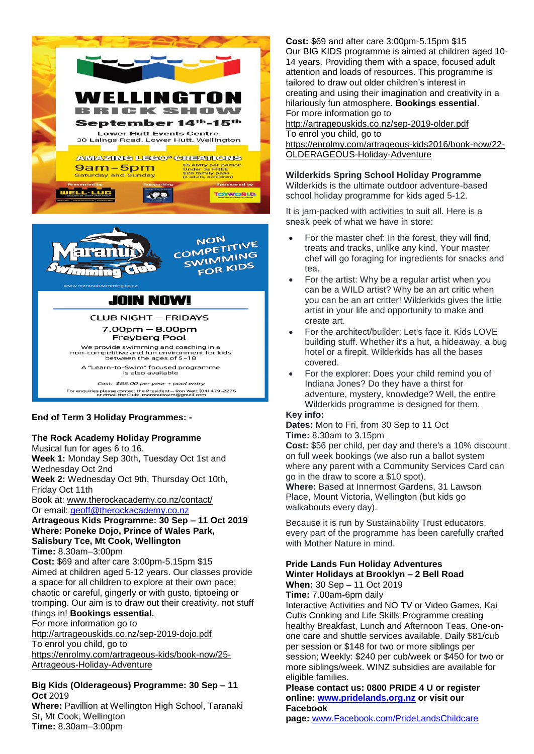WELLINGTON

BRICK SHOW

September 14th–15th

Lower Hutt Events Centre
30 Laings Road, Lower Hutt, Wellington

AMAZING LEGO® CREATIONS

9am–5pm
Saturday and Sunday

$5 entry per person
Under 3s FREE
$20 family pass
(2 adults, 3 children)

Presented by WELL-LUG | Supporting | Sponsored by TOYWORLD

Maranui Swimming Club

NON COMPETITIVE SWIMMING FOR KIDS

www.maranuiswimming.co.nz

**JOIN NOW!**

CLUB NIGHT – FRIDAYS

7.00pm – 8.00pm
Freyberg Pool

We provide swimming and coaching in a non-competitive and fun environment for kids between the ages of 5 -18

A "Learn-to-Swim" focused programme is also available

*Cost: $85.00 per year + pool entry*

For enquiries please contact the President – Ron Watt (04) 479-2276 or email the Club: maranuiswim@gmail.com

**End of Term 3 Holiday Programmes: -**

**The Rock Academy Holiday Programme**
Musical fun for ages 6 to 16.
**Week 1:** Monday Sep 30th, Tuesday Oct 1st and Wednesday Oct 2nd
**Week 2:** Wednesday Oct 9th, Thursday Oct 10th, Friday Oct 11th
Book at: www.therockacademy.co.nz/contact/
Or email: geoff@therockacademy.co.nz
**Artrageous Kids Programme: 30 Sep – 11 Oct 2019**
**Where: Poneke Dojo, Prince of Wales Park, Salisbury Tce, Mt Cook, Wellington**
**Time:** 8.30am–3:00pm
**Cost:** $69 and after care 3:00pm-5.15pm $15
Aimed at children aged 5-12 years. Our classes provide a space for all children to explore at their own pace; chaotic or careful, gingerly or with gusto, tiptoeing or tromping. Our aim is to draw out their creativity, not stuff things in! **Bookings essential.**
For more information go to
http://artrageouskids.co.nz/sep-2019-dojo.pdf
To enrol you child, go to
https://enrolmy.com/artrageous-kids/book-now/25-Artrageous-Holiday-Adventure

**Big Kids (Olderageous) Programme: 30 Sep – 11 Oct** 2019
**Where:** Pavillion at Wellington High School, Taranaki St, Mt Cook, Wellington
**Time:** 8.30am–3:00pm
**Cost:** $69 and after care 3:00pm-5.15pm $15
Our BIG KIDS programme is aimed at children aged 10-14 years. Providing them with a space, focused adult attention and loads of resources. This programme is tailored to draw out older children's interest in creating and using their imagination and creativity in a hilariously fun atmosphere. **Bookings essential**.
For more information go to
http://artrageouskids.co.nz/sep-2019-older.pdf
To enrol you child, go to
https://enrolmy.com/artrageous-kids2016/book-now/22-OLDERAGEOUS-Holiday-Adventure

**Wilderkids Spring School Holiday Programme**
Wilderkids is the ultimate outdoor adventure-based school holiday programme for kids aged 5-12.

It is jam-packed with activities to suit all. Here is a sneak peek of what we have in store:

- For the master chef: In the forest, they will find, treats and tracks, unlike any kind. Your master chef will go foraging for ingredients for snacks and tea.
- For the artist: Why be a regular artist when you can be a WILD artist? Why be an art critic when you can be an art critter! Wilderkids gives the little artist in your life and opportunity to make and create art.
- For the architect/builder: Let's face it. Kids LOVE building stuff. Whether it's a hut, a hideaway, a bug hotel or a firepit. Wilderkids has all the bases covered.
- For the explorer: Does your child remind you of Indiana Jones? Do they have a thirst for adventure, mystery, knowledge? Well, the entire Wilderkids programme is designed for them.

**Key info:**
**Dates:** Mon to Fri, from 30 Sep to 11 Oct
**Time:** 8.30am to 3.15pm
**Cost:** $56 per child, per day and there's a 10% discount on full week bookings (we also run a ballot system where any parent with a Community Services Card can go in the draw to score a $10 spot).
**Where:** Based at Innermost Gardens, 31 Lawson Place, Mount Victoria, Wellington (but kids go walkabouts every day).

Because it is run by Sustainability Trust educators, every part of the programme has been carefully crafted with Mother Nature in mind.

**Pride Lands Fun Holiday Adventures**
**Winter Holidays at Brooklyn – 2 Bell Road**
**When:** 30 Sep – 11 Oct 2019
**Time:** 7.00am-6pm daily
Interactive Activities and NO TV or Video Games, Kai Cubs Cooking and Life Skills Programme creating healthy Breakfast, Lunch and Afternoon Teas. One-on-one care and shuttle services available. Daily $81/cub per session or $148 for two or more siblings per session; Weekly: $240 per cub/week or $450 for two or more siblings/week. WINZ subsidies are available for eligible families.
**Please contact us: 0800 PRIDE 4 U or register online: www.pridelands.org.nz or visit our Facebook page:** www.Facebook.com/PrideLandsChildcare